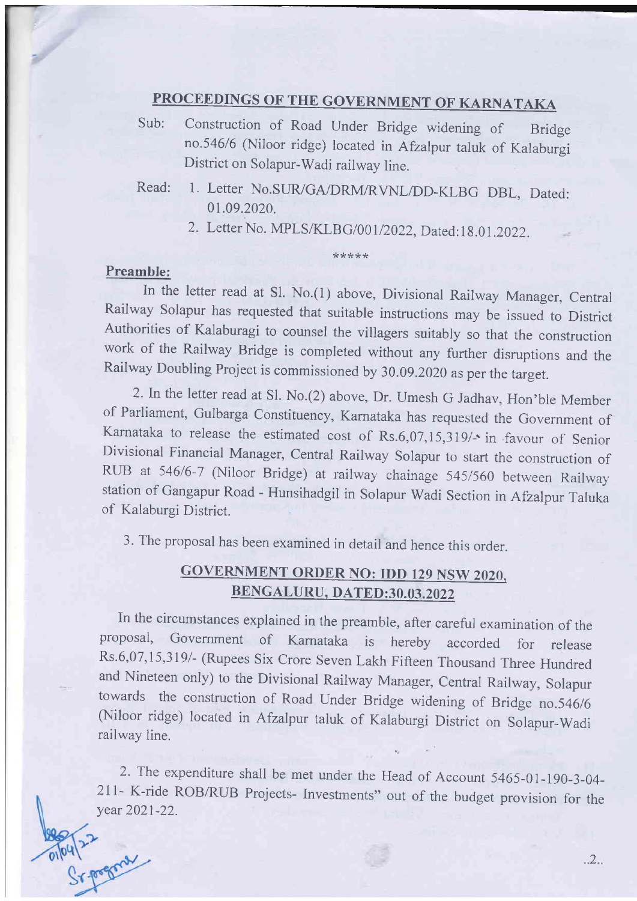## PROCEEDINGS OF THE GOVERNMENT OF KARNATAKA

Sub: Construction of Road Under Bridge widening of Bridge no.546/6 (Niloor ridge) located in Afzalpur taluk of Kalaburgi District on Solapur-Wadi railway line.

Read:
1. Letter No.SUR/GA/DRM/RVNL/DD-KLBG DBL, Dated: 01.09.2020.
2. Letter No. MPLS/KLBG/001/2022, Dated:18.01.2022.

*****

**Preamble:**

In the letter read at Sl. No.(1) above, Divisional Railway Manager, Central Railway Solapur has requested that suitable instructions may be issued to District Authorities of Kalaburagi to counsel the villagers suitably so that the construction work of the Railway Bridge is completed without any further disruptions and the Railway Doubling Project is commissioned by 30.09.2020 as per the target.

2. In the letter read at Sl. No.(2) above, Dr. Umesh G Jadhav, Hon'ble Member of Parliament, Gulbarga Constituency, Karnataka has requested the Government of Karnataka to release the estimated cost of Rs.6,07,15,319/- in favour of Senior Divisional Financial Manager, Central Railway Solapur to start the construction of RUB at 546/6-7 (Niloor Bridge) at railway chainage 545/560 between Railway station of Gangapur Road - Hunsihadgil in Solapur Wadi Section in Afzalpur Taluka of Kalaburgi District.

3. The proposal has been examined in detail and hence this order.

## GOVERNMENT ORDER NO: IDD 129 NSW 2020, BENGALURU, DATED:30.03.2022

In the circumstances explained in the preamble, after careful examination of the proposal, Government of Karnataka is hereby accorded for release Rs.6,07,15,319/- (Rupees Six Crore Seven Lakh Fifteen Thousand Three Hundred and Nineteen only) to the Divisional Railway Manager, Central Railway, Solapur towards the construction of Road Under Bridge widening of Bridge no.546/6 (Niloor ridge) located in Afzalpur taluk of Kalaburgi District on Solapur-Wadi railway line.

2. The expenditure shall be met under the Head of Account 5465-01-190-3-04-211- K-ride ROB/RUB Projects- Investments" out of the budget provision for the year 2021-22.

..2..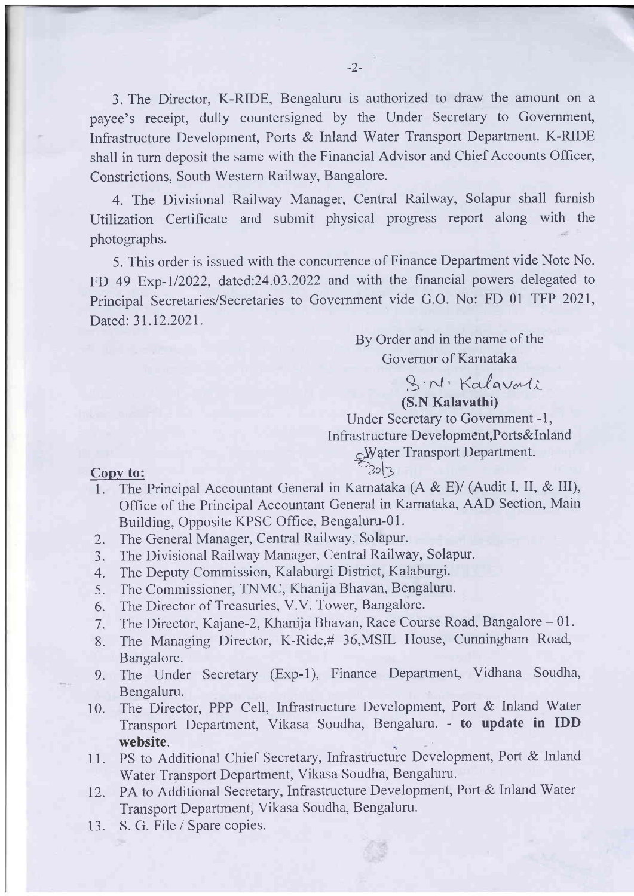3. The Director, K-RIDE, Bengaluru is authorized to draw the amount on a payee's receipt, dully countersigned by the Under Secretary to Government, Infrastructure Development, Ports & Inland Water Transport Department. K-RIDE shall in turn deposit the same with the Financial Advisor and Chief Accounts Officer, Constrictions, South Western Railway, Bangalore.

4. The Divisional Railway Manager, Central Railway, Solapur shall furnish Utilization Certificate and submit physical progress report along with the photographs.

5. This order is issued with the concurrence of Finance Department vide Note No. FD 49 Exp-1/2022, dated:24.03.2022 and with the financial powers delegated to Principal Secretaries/Secretaries to Government vide G.O. No: FD 01 TFP 2021, Dated: 31.12.2021.

By Order and in the name of the
Governor of Karnataka

S.N. Kalavati

**(S.N Kalavathi)**
Under Secretary to Government -1,
Infrastructure Development,Ports&Inland
Water Transport Department.

**Copy to:**

1. The Principal Accountant General in Karnataka (A & E)/ (Audit I, II, & III), Office of the Principal Accountant General in Karnataka, AAD Section, Main Building, Opposite KPSC Office, Bengaluru-01.
2. The General Manager, Central Railway, Solapur.
3. The Divisional Railway Manager, Central Railway, Solapur.
4. The Deputy Commission, Kalaburgi District, Kalaburgi.
5. The Commissioner, TNMC, Khanija Bhavan, Bengaluru.
6. The Director of Treasuries, V.V. Tower, Bangalore.
7. The Director, Kajane-2, Khanija Bhavan, Race Course Road, Bangalore – 01.
8. The Managing Director, K-Ride,# 36,MSIL House, Cunningham Road, Bangalore.
9. The Under Secretary (Exp-1), Finance Department, Vidhana Soudha, Bengaluru.
10. The Director, PPP Cell, Infrastructure Development, Port & Inland Water Transport Department, Vikasa Soudha, Bengaluru. - **to update in IDD website**.
11. PS to Additional Chief Secretary, Infrastructure Development, Port & Inland Water Transport Department, Vikasa Soudha, Bengaluru.
12. PA to Additional Secretary, Infrastructure Development, Port & Inland Water Transport Department, Vikasa Soudha, Bengaluru.
13. S. G. File / Spare copies.